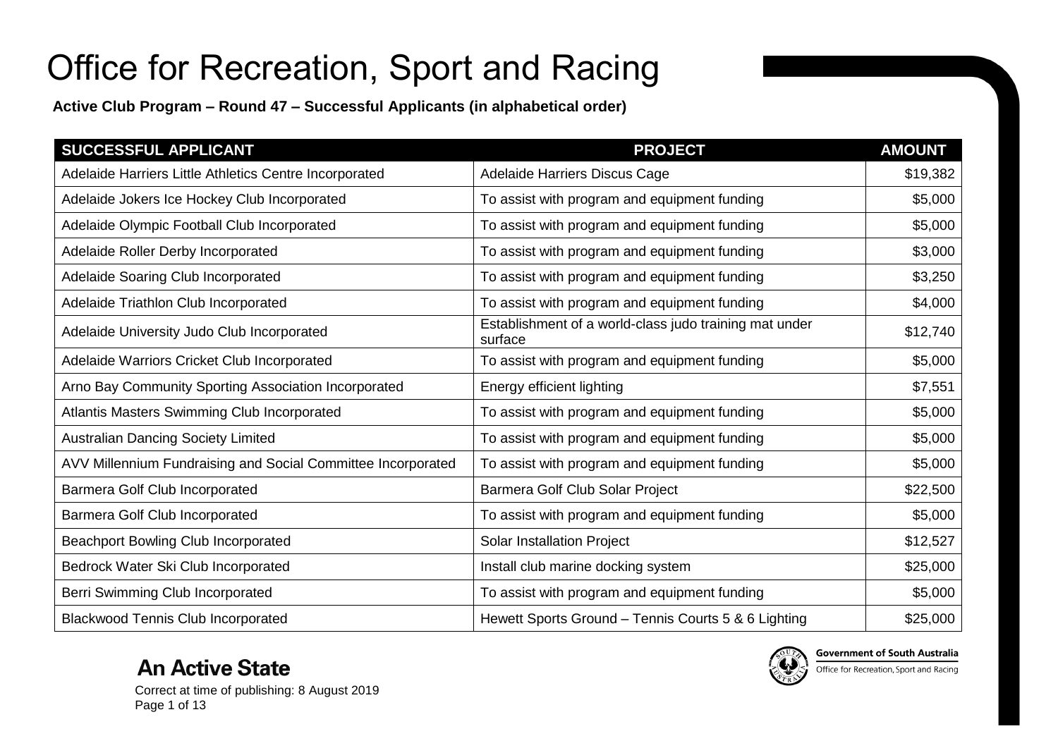# Office for Recreation, Sport and Racing

**Active Club Program – Round 47 – Successful Applicants (in alphabetical order)**

| SUCCESSFUL APPLICANT | PROJECT | AMOUNT |
|---|---|---|
| Adelaide Harriers Little Athletics Centre Incorporated | Adelaide Harriers Discus Cage | $19,382 |
| Adelaide Jokers Ice Hockey Club Incorporated | To assist with program and equipment funding | $5,000 |
| Adelaide Olympic Football Club Incorporated | To assist with program and equipment funding | $5,000 |
| Adelaide Roller Derby Incorporated | To assist with program and equipment funding | $3,000 |
| Adelaide Soaring Club Incorporated | To assist with program and equipment funding | $3,250 |
| Adelaide Triathlon Club Incorporated | To assist with program and equipment funding | $4,000 |
| Adelaide University Judo Club Incorporated | Establishment of a world-class judo training mat under surface | $12,740 |
| Adelaide Warriors Cricket Club Incorporated | To assist with program and equipment funding | $5,000 |
| Arno Bay Community Sporting Association Incorporated | Energy efficient lighting | $7,551 |
| Atlantis Masters Swimming Club Incorporated | To assist with program and equipment funding | $5,000 |
| Australian Dancing Society Limited | To assist with program and equipment funding | $5,000 |
| AVV Millennium Fundraising and Social Committee Incorporated | To assist with program and equipment funding | $5,000 |
| Barmera Golf Club Incorporated | Barmera Golf Club Solar Project | $22,500 |
| Barmera Golf Club Incorporated | To assist with program and equipment funding | $5,000 |
| Beachport Bowling Club Incorporated | Solar Installation Project | $12,527 |
| Bedrock Water Ski Club Incorporated | Install club marine docking system | $25,000 |
| Berri Swimming Club Incorporated | To assist with program and equipment funding | $5,000 |
| Blackwood Tennis Club Incorporated | Hewett Sports Ground – Tennis Courts 5 & 6 Lighting | $25,000 |

**An Active State**

Correct at time of publishing: 8 August 2019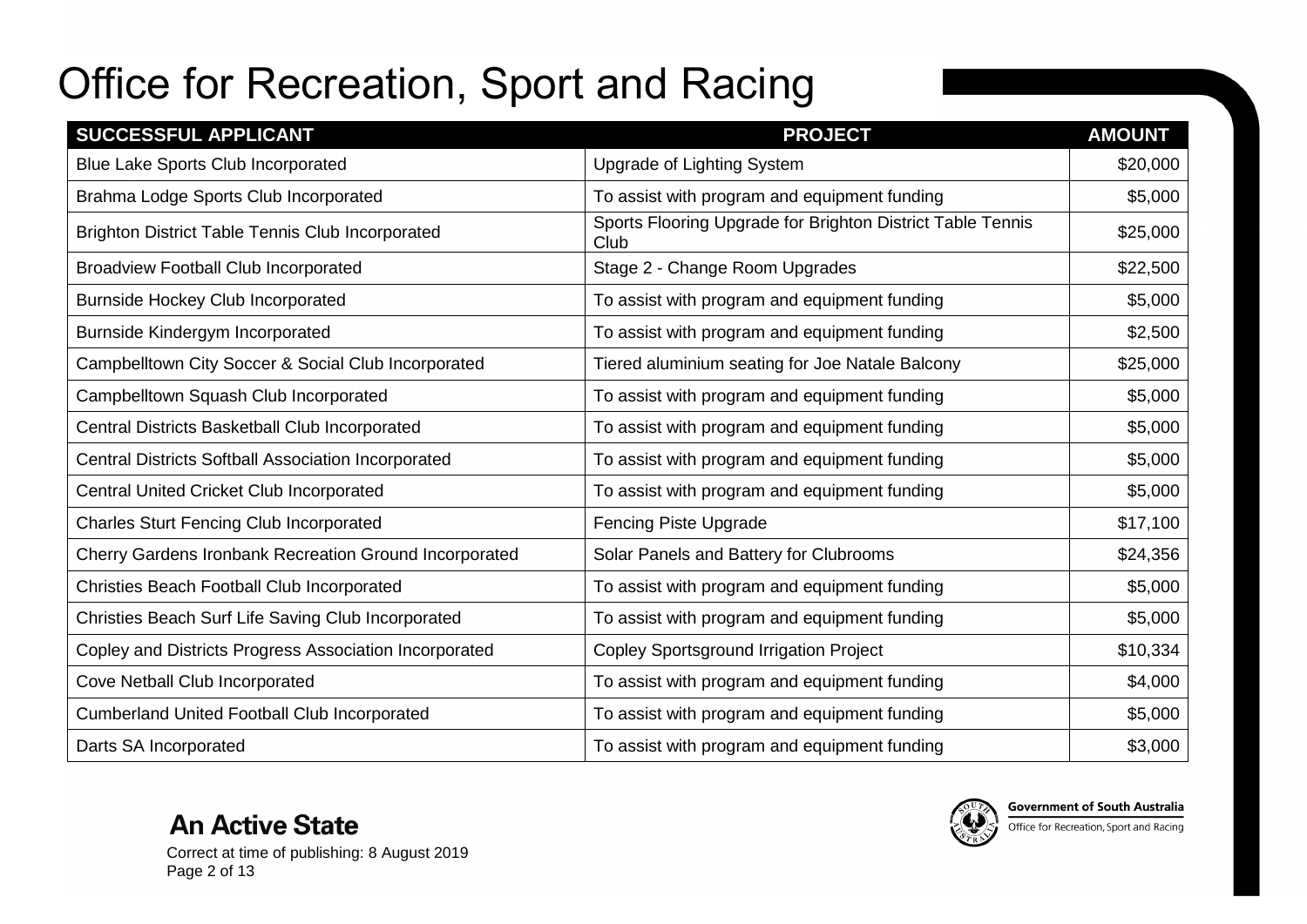# Office for Recreation, Sport and Racing

| SUCCESSFUL APPLICANT | PROJECT | AMOUNT |
|---|---|---|
| Blue Lake Sports Club Incorporated | Upgrade of Lighting System | $20,000 |
| Brahma Lodge Sports Club Incorporated | To assist with program and equipment funding | $5,000 |
| Brighton District Table Tennis Club Incorporated | Sports Flooring Upgrade for Brighton District Table Tennis Club | $25,000 |
| Broadview Football Club Incorporated | Stage 2 - Change Room Upgrades | $22,500 |
| Burnside Hockey Club Incorporated | To assist with program and equipment funding | $5,000 |
| Burnside Kindergym Incorporated | To assist with program and equipment funding | $2,500 |
| Campbelltown City Soccer & Social Club Incorporated | Tiered aluminium seating for Joe Natale Balcony | $25,000 |
| Campbelltown Squash Club Incorporated | To assist with program and equipment funding | $5,000 |
| Central Districts Basketball Club Incorporated | To assist with program and equipment funding | $5,000 |
| Central Districts Softball Association Incorporated | To assist with program and equipment funding | $5,000 |
| Central United Cricket Club Incorporated | To assist with program and equipment funding | $5,000 |
| Charles Sturt Fencing Club Incorporated | Fencing Piste Upgrade | $17,100 |
| Cherry Gardens Ironbank Recreation Ground Incorporated | Solar Panels and Battery for Clubrooms | $24,356 |
| Christies Beach Football Club Incorporated | To assist with program and equipment funding | $5,000 |
| Christies Beach Surf Life Saving Club Incorporated | To assist with program and equipment funding | $5,000 |
| Copley and Districts Progress Association Incorporated | Copley Sportsground Irrigation Project | $10,334 |
| Cove Netball Club Incorporated | To assist with program and equipment funding | $4,000 |
| Cumberland United Football Club Incorporated | To assist with program and equipment funding | $5,000 |
| Darts SA Incorporated | To assist with program and equipment funding | $3,000 |

**An Active State**

Correct at time of publishing: 8 August 2019

Government of South Australia
Office for Recreation, Sport and Racing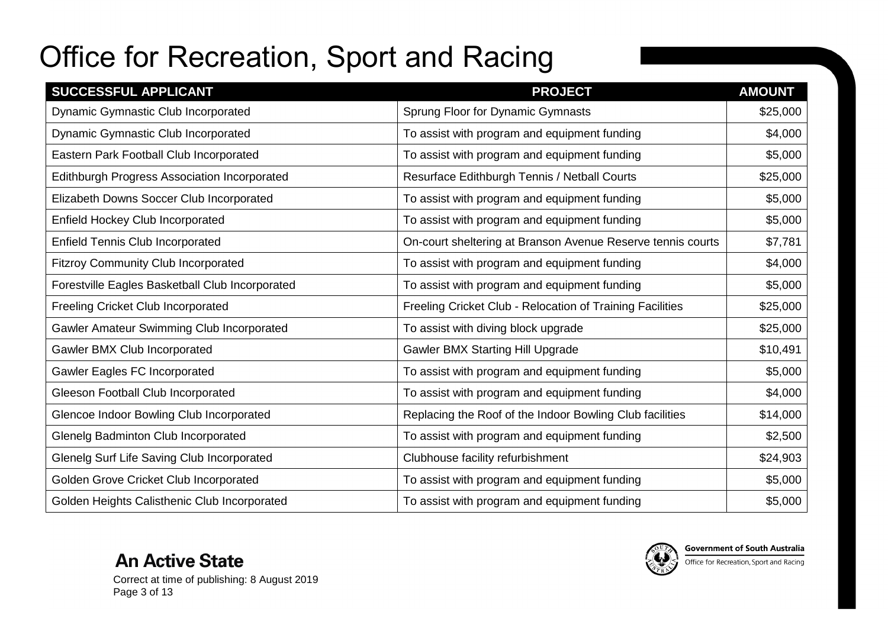# Office for Recreation, Sport and Racing

| SUCCESSFUL APPLICANT | PROJECT | AMOUNT |
|---|---|---|
| Dynamic Gymnastic Club Incorporated | Sprung Floor for Dynamic Gymnasts | $25,000 |
| Dynamic Gymnastic Club Incorporated | To assist with program and equipment funding | $4,000 |
| Eastern Park Football Club Incorporated | To assist with program and equipment funding | $5,000 |
| Edithburgh Progress Association Incorporated | Resurface Edithburgh Tennis / Netball Courts | $25,000 |
| Elizabeth Downs Soccer Club Incorporated | To assist with program and equipment funding | $5,000 |
| Enfield Hockey Club Incorporated | To assist with program and equipment funding | $5,000 |
| Enfield Tennis Club Incorporated | On-court sheltering at Branson Avenue Reserve tennis courts | $7,781 |
| Fitzroy Community Club Incorporated | To assist with program and equipment funding | $4,000 |
| Forestville Eagles Basketball Club Incorporated | To assist with program and equipment funding | $5,000 |
| Freeling Cricket Club Incorporated | Freeling Cricket Club - Relocation of Training Facilities | $25,000 |
| Gawler Amateur Swimming Club Incorporated | To assist with diving block upgrade | $25,000 |
| Gawler BMX Club Incorporated | Gawler BMX Starting Hill Upgrade | $10,491 |
| Gawler Eagles FC Incorporated | To assist with program and equipment funding | $5,000 |
| Gleeson Football Club Incorporated | To assist with program and equipment funding | $4,000 |
| Glencoe Indoor Bowling Club Incorporated | Replacing the Roof of the Indoor Bowling Club facilities | $14,000 |
| Glenelg Badminton Club Incorporated | To assist with program and equipment funding | $2,500 |
| Glenelg Surf Life Saving Club Incorporated | Clubhouse facility refurbishment | $24,903 |
| Golden Grove Cricket Club Incorporated | To assist with program and equipment funding | $5,000 |
| Golden Heights Calisthenic Club Incorporated | To assist with program and equipment funding | $5,000 |

**An Active State**

Correct at time of publishing: 8 August 2019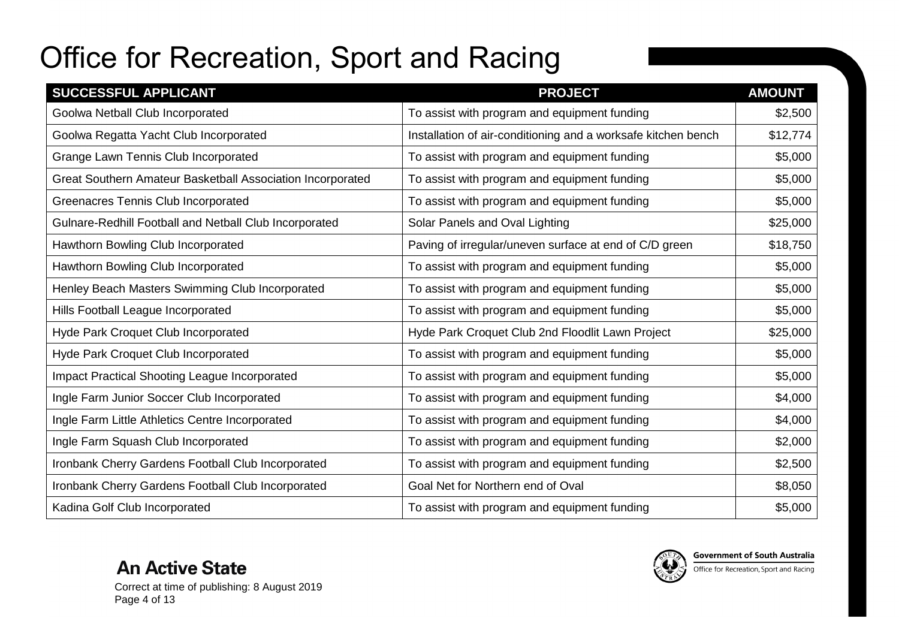# Office for Recreation, Sport and Racing

| SUCCESSFUL APPLICANT | PROJECT | AMOUNT |
|---|---|---|
| Goolwa Netball Club Incorporated | To assist with program and equipment funding | $2,500 |
| Goolwa Regatta Yacht Club Incorporated | Installation of air-conditioning and a worksafe kitchen bench | $12,774 |
| Grange Lawn Tennis Club Incorporated | To assist with program and equipment funding | $5,000 |
| Great Southern Amateur Basketball Association Incorporated | To assist with program and equipment funding | $5,000 |
| Greenacres Tennis Club Incorporated | To assist with program and equipment funding | $5,000 |
| Gulnare-Redhill Football and Netball Club Incorporated | Solar Panels and Oval Lighting | $25,000 |
| Hawthorn Bowling Club Incorporated | Paving of irregular/uneven surface at end of C/D green | $18,750 |
| Hawthorn Bowling Club Incorporated | To assist with program and equipment funding | $5,000 |
| Henley Beach Masters Swimming Club Incorporated | To assist with program and equipment funding | $5,000 |
| Hills Football League Incorporated | To assist with program and equipment funding | $5,000 |
| Hyde Park Croquet Club Incorporated | Hyde Park Croquet Club 2nd Floodlit Lawn Project | $25,000 |
| Hyde Park Croquet Club Incorporated | To assist with program and equipment funding | $5,000 |
| Impact Practical Shooting League Incorporated | To assist with program and equipment funding | $5,000 |
| Ingle Farm Junior Soccer Club Incorporated | To assist with program and equipment funding | $4,000 |
| Ingle Farm Little Athletics Centre Incorporated | To assist with program and equipment funding | $4,000 |
| Ingle Farm Squash Club Incorporated | To assist with program and equipment funding | $2,000 |
| Ironbank Cherry Gardens Football Club Incorporated | To assist with program and equipment funding | $2,500 |
| Ironbank Cherry Gardens Football Club Incorporated | Goal Net for Northern end of Oval | $8,050 |
| Kadina Golf Club Incorporated | To assist with program and equipment funding | $5,000 |

**An Active State**

Correct at time of publishing: 8 August 2019

Government of South Australia
Office for Recreation, Sport and Racing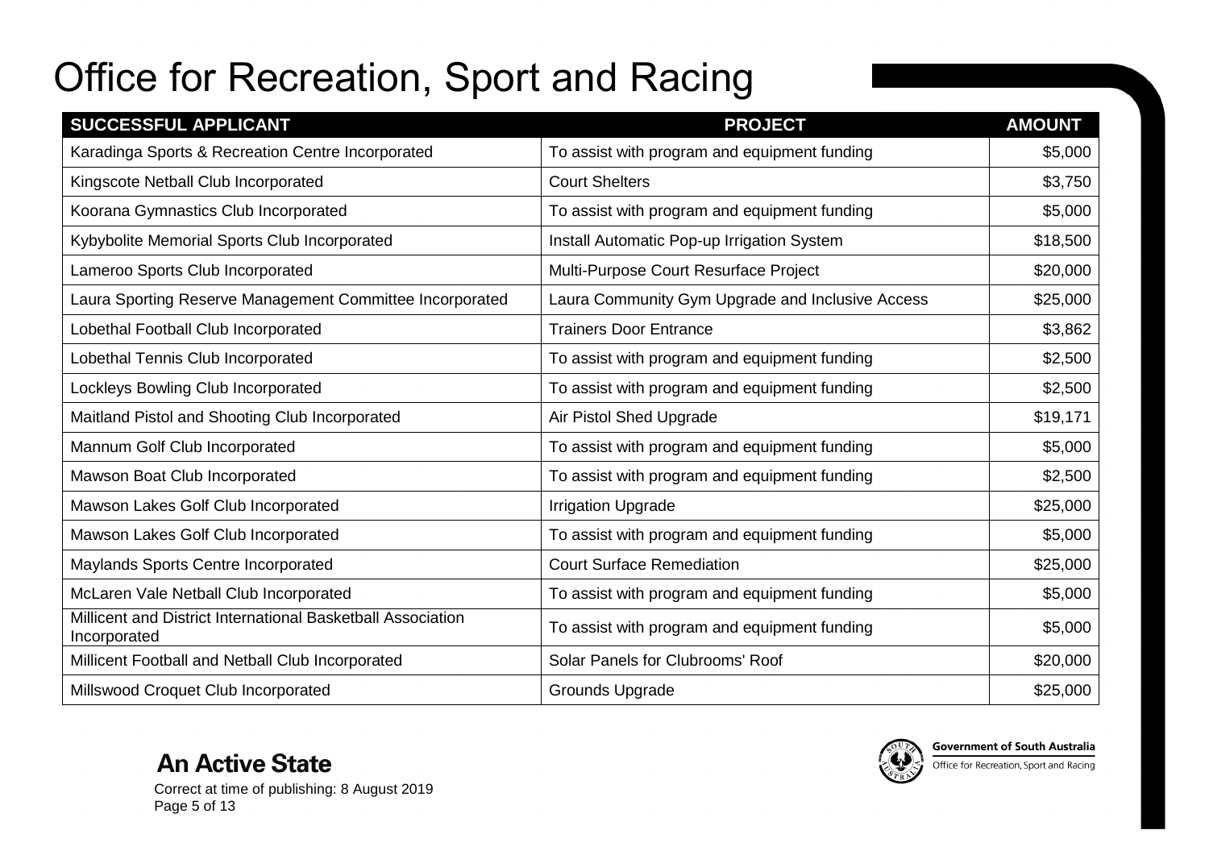# Office for Recreation, Sport and Racing

| SUCCESSFUL APPLICANT | PROJECT | AMOUNT |
|---|---|---|
| Karadinga Sports & Recreation Centre Incorporated | To assist with program and equipment funding | $5,000 |
| Kingscote Netball Club Incorporated | Court Shelters | $3,750 |
| Koorana Gymnastics Club Incorporated | To assist with program and equipment funding | $5,000 |
| Kybybolite Memorial Sports Club Incorporated | Install Automatic Pop-up Irrigation System | $18,500 |
| Lameroo Sports Club Incorporated | Multi-Purpose Court Resurface Project | $20,000 |
| Laura Sporting Reserve Management Committee Incorporated | Laura Community Gym Upgrade and Inclusive Access | $25,000 |
| Lobethal Football Club Incorporated | Trainers Door Entrance | $3,862 |
| Lobethal Tennis Club Incorporated | To assist with program and equipment funding | $2,500 |
| Lockleys Bowling Club Incorporated | To assist with program and equipment funding | $2,500 |
| Maitland Pistol and Shooting Club Incorporated | Air Pistol Shed Upgrade | $19,171 |
| Mannum Golf Club Incorporated | To assist with program and equipment funding | $5,000 |
| Mawson Boat Club Incorporated | To assist with program and equipment funding | $2,500 |
| Mawson Lakes Golf Club Incorporated | Irrigation Upgrade | $25,000 |
| Mawson Lakes Golf Club Incorporated | To assist with program and equipment funding | $5,000 |
| Maylands Sports Centre Incorporated | Court Surface Remediation | $25,000 |
| McLaren Vale Netball Club Incorporated | To assist with program and equipment funding | $5,000 |
| Millicent and District International Basketball Association Incorporated | To assist with program and equipment funding | $5,000 |
| Millicent Football and Netball Club Incorporated | Solar Panels for Clubrooms' Roof | $20,000 |
| Millswood Croquet Club Incorporated | Grounds Upgrade | $25,000 |

**An Active State**

Correct at time of publishing: 8 August 2019

Government of South Australia
Office for Recreation, Sport and Racing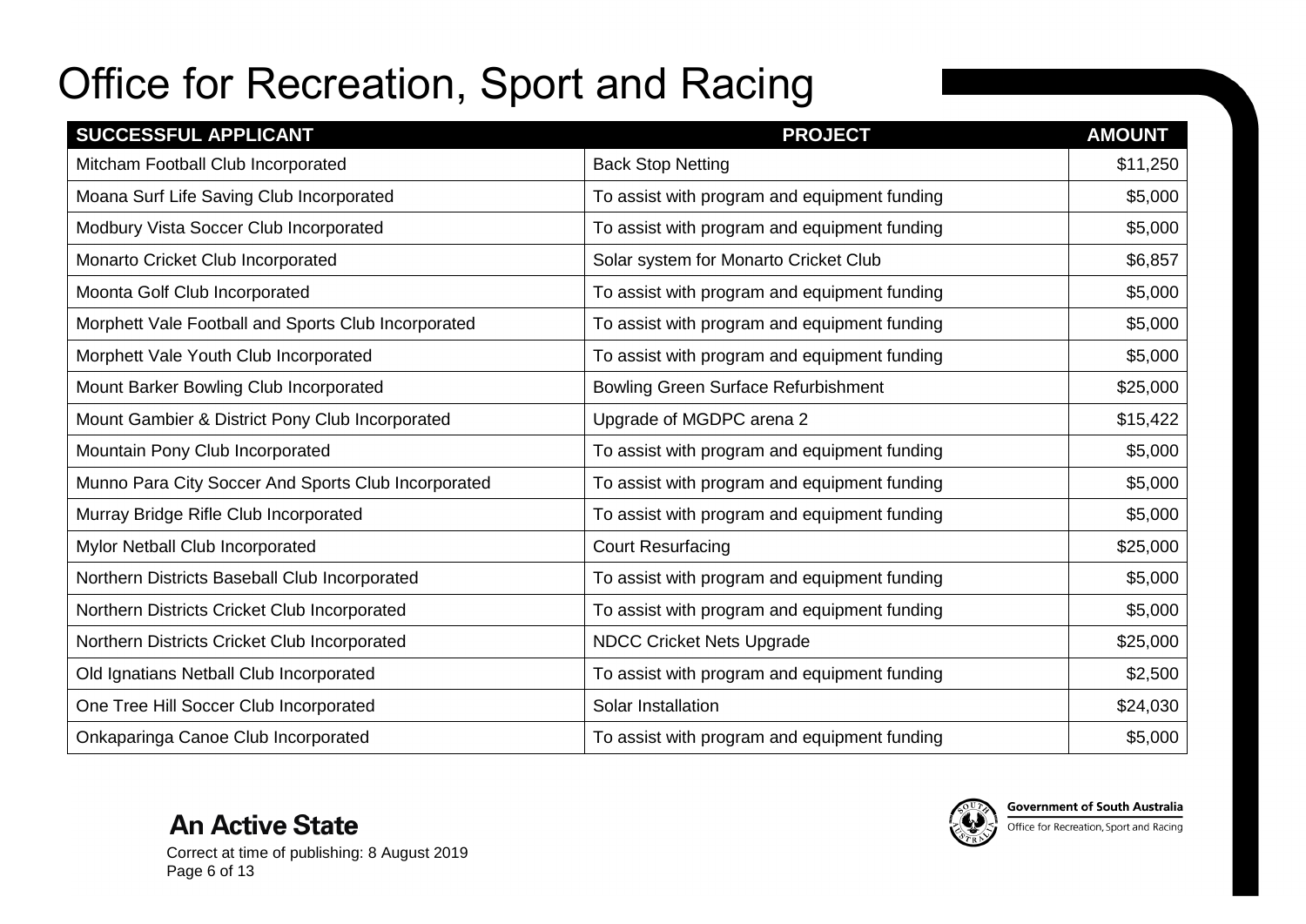# Office for Recreation, Sport and Racing

| SUCCESSFUL APPLICANT | PROJECT | AMOUNT |
| --- | --- | --- |
| Mitcham Football Club Incorporated | Back Stop Netting | $11,250 |
| Moana Surf Life Saving Club Incorporated | To assist with program and equipment funding | $5,000 |
| Modbury Vista Soccer Club Incorporated | To assist with program and equipment funding | $5,000 |
| Monarto Cricket Club Incorporated | Solar system for Monarto Cricket Club | $6,857 |
| Moonta Golf Club Incorporated | To assist with program and equipment funding | $5,000 |
| Morphett Vale Football and Sports Club Incorporated | To assist with program and equipment funding | $5,000 |
| Morphett Vale Youth Club Incorporated | To assist with program and equipment funding | $5,000 |
| Mount Barker Bowling Club Incorporated | Bowling Green Surface Refurbishment | $25,000 |
| Mount Gambier & District Pony Club Incorporated | Upgrade of MGDPC arena 2 | $15,422 |
| Mountain Pony Club Incorporated | To assist with program and equipment funding | $5,000 |
| Munno Para City Soccer And Sports Club Incorporated | To assist with program and equipment funding | $5,000 |
| Murray Bridge Rifle Club Incorporated | To assist with program and equipment funding | $5,000 |
| Mylor Netball Club Incorporated | Court Resurfacing | $25,000 |
| Northern Districts Baseball Club Incorporated | To assist with program and equipment funding | $5,000 |
| Northern Districts Cricket Club Incorporated | To assist with program and equipment funding | $5,000 |
| Northern Districts Cricket Club Incorporated | NDCC Cricket Nets Upgrade | $25,000 |
| Old Ignatians Netball Club Incorporated | To assist with program and equipment funding | $2,500 |
| One Tree Hill Soccer Club Incorporated | Solar Installation | $24,030 |
| Onkaparinga Canoe Club Incorporated | To assist with program and equipment funding | $5,000 |

**An Active State**

Correct at time of publishing: 8 August 2019

Government of South Australia
Office for Recreation, Sport and Racing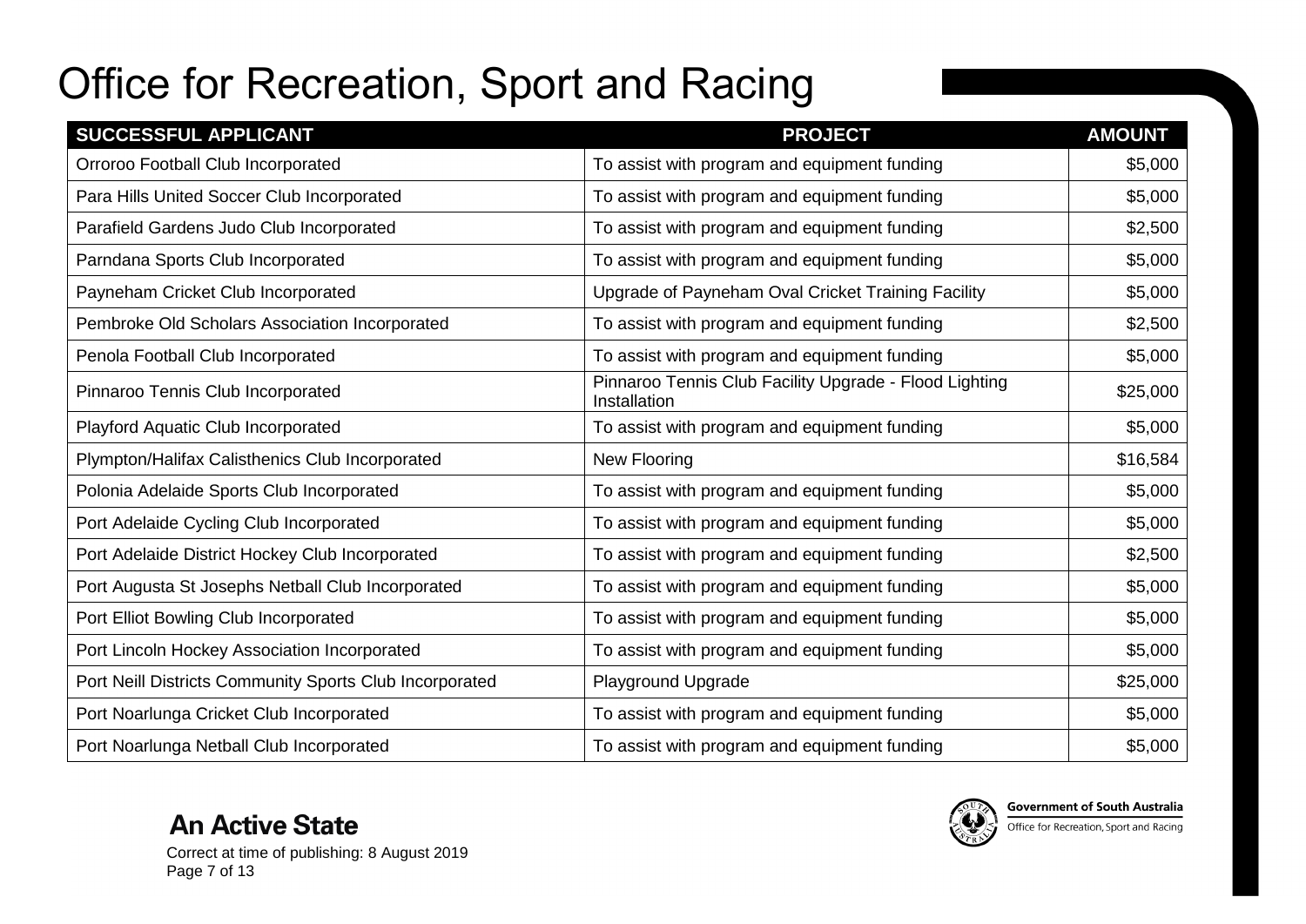# Office for Recreation, Sport and Racing

| SUCCESSFUL APPLICANT | PROJECT | AMOUNT |
|---|---|---|
| Orroroo Football Club Incorporated | To assist with program and equipment funding | $5,000 |
| Para Hills United Soccer Club Incorporated | To assist with program and equipment funding | $5,000 |
| Parafield Gardens Judo Club Incorporated | To assist with program and equipment funding | $2,500 |
| Parndana Sports Club Incorporated | To assist with program and equipment funding | $5,000 |
| Payneham Cricket Club Incorporated | Upgrade of Payneham Oval Cricket Training Facility | $5,000 |
| Pembroke Old Scholars Association Incorporated | To assist with program and equipment funding | $2,500 |
| Penola Football Club Incorporated | To assist with program and equipment funding | $5,000 |
| Pinnaroo Tennis Club Incorporated | Pinnaroo Tennis Club Facility Upgrade - Flood Lighting Installation | $25,000 |
| Playford Aquatic Club Incorporated | To assist with program and equipment funding | $5,000 |
| Plympton/Halifax Calisthenics Club Incorporated | New Flooring | $16,584 |
| Polonia Adelaide Sports Club Incorporated | To assist with program and equipment funding | $5,000 |
| Port Adelaide Cycling Club Incorporated | To assist with program and equipment funding | $5,000 |
| Port Adelaide District Hockey Club Incorporated | To assist with program and equipment funding | $2,500 |
| Port Augusta St Josephs Netball Club Incorporated | To assist with program and equipment funding | $5,000 |
| Port Elliot Bowling Club Incorporated | To assist with program and equipment funding | $5,000 |
| Port Lincoln Hockey Association Incorporated | To assist with program and equipment funding | $5,000 |
| Port Neill Districts Community Sports Club Incorporated | Playground Upgrade | $25,000 |
| Port Noarlunga Cricket Club Incorporated | To assist with program and equipment funding | $5,000 |
| Port Noarlunga Netball Club Incorporated | To assist with program and equipment funding | $5,000 |

**An Active State**

Correct at time of publishing: 8 August 2019

Government of South Australia
Office for Recreation, Sport and Racing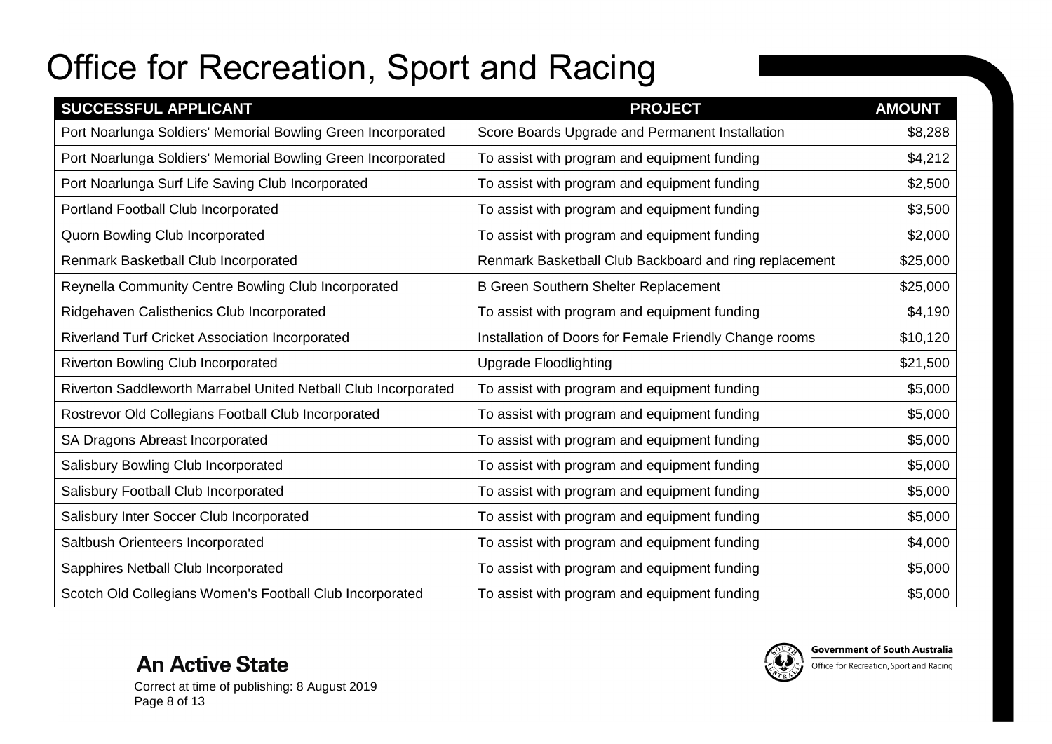# Office for Recreation, Sport and Racing

| SUCCESSFUL APPLICANT | PROJECT | AMOUNT |
|---|---|---|
| Port Noarlunga Soldiers' Memorial Bowling Green Incorporated | Score Boards Upgrade and Permanent Installation | $8,288 |
| Port Noarlunga Soldiers' Memorial Bowling Green Incorporated | To assist with program and equipment funding | $4,212 |
| Port Noarlunga Surf Life Saving Club Incorporated | To assist with program and equipment funding | $2,500 |
| Portland Football Club Incorporated | To assist with program and equipment funding | $3,500 |
| Quorn Bowling Club Incorporated | To assist with program and equipment funding | $2,000 |
| Renmark Basketball Club Incorporated | Renmark Basketball Club Backboard and ring replacement | $25,000 |
| Reynella Community Centre Bowling Club Incorporated | B Green Southern Shelter Replacement | $25,000 |
| Ridgehaven Calisthenics Club Incorporated | To assist with program and equipment funding | $4,190 |
| Riverland Turf Cricket Association Incorporated | Installation of Doors for Female Friendly Change rooms | $10,120 |
| Riverton Bowling Club Incorporated | Upgrade Floodlighting | $21,500 |
| Riverton Saddleworth Marrabel United Netball Club Incorporated | To assist with program and equipment funding | $5,000 |
| Rostrevor Old Collegians Football Club Incorporated | To assist with program and equipment funding | $5,000 |
| SA Dragons Abreast Incorporated | To assist with program and equipment funding | $5,000 |
| Salisbury Bowling Club Incorporated | To assist with program and equipment funding | $5,000 |
| Salisbury Football Club Incorporated | To assist with program and equipment funding | $5,000 |
| Salisbury Inter Soccer Club Incorporated | To assist with program and equipment funding | $5,000 |
| Saltbush Orienteers Incorporated | To assist with program and equipment funding | $4,000 |
| Sapphires Netball Club Incorporated | To assist with program and equipment funding | $5,000 |
| Scotch Old Collegians Women's Football Club Incorporated | To assist with program and equipment funding | $5,000 |

**An Active State**

Correct at time of publishing: 8 August 2019

Government of South Australia
Office for Recreation, Sport and Racing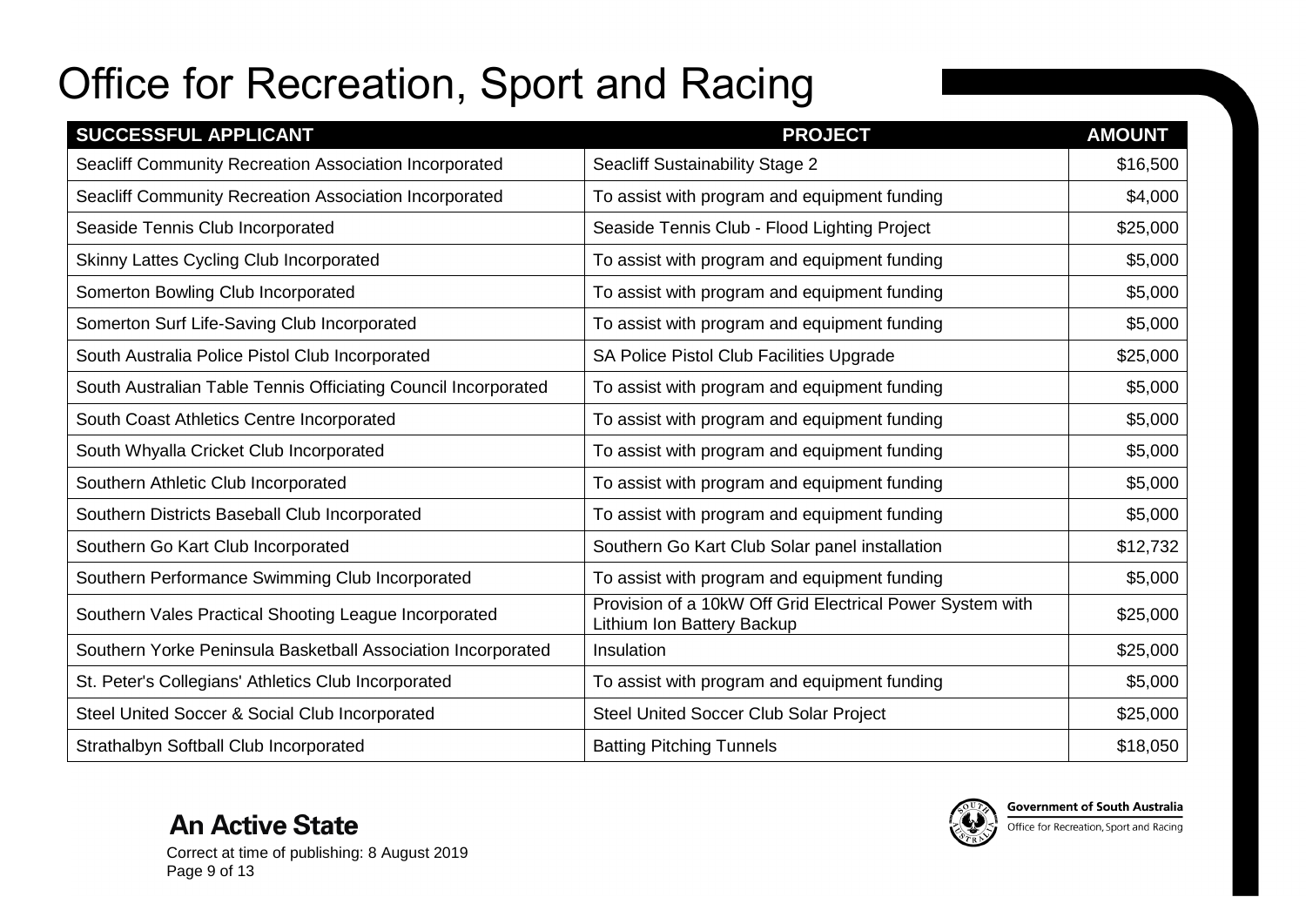# Office for Recreation, Sport and Racing

| SUCCESSFUL APPLICANT | PROJECT | AMOUNT |
| --- | --- | --- |
| Seacliff Community Recreation Association Incorporated | Seacliff Sustainability Stage 2 | $16,500 |
| Seacliff Community Recreation Association Incorporated | To assist with program and equipment funding | $4,000 |
| Seaside Tennis Club Incorporated | Seaside Tennis Club - Flood Lighting Project | $25,000 |
| Skinny Lattes Cycling Club Incorporated | To assist with program and equipment funding | $5,000 |
| Somerton Bowling Club Incorporated | To assist with program and equipment funding | $5,000 |
| Somerton Surf Life-Saving Club Incorporated | To assist with program and equipment funding | $5,000 |
| South Australia Police Pistol Club Incorporated | SA Police Pistol Club Facilities Upgrade | $25,000 |
| South Australian Table Tennis Officiating Council Incorporated | To assist with program and equipment funding | $5,000 |
| South Coast Athletics Centre Incorporated | To assist with program and equipment funding | $5,000 |
| South Whyalla Cricket Club Incorporated | To assist with program and equipment funding | $5,000 |
| Southern Athletic Club Incorporated | To assist with program and equipment funding | $5,000 |
| Southern Districts Baseball Club Incorporated | To assist with program and equipment funding | $5,000 |
| Southern Go Kart Club Incorporated | Southern Go Kart Club Solar panel installation | $12,732 |
| Southern Performance Swimming Club Incorporated | To assist with program and equipment funding | $5,000 |
| Southern Vales Practical Shooting League Incorporated | Provision of a 10kW Off Grid Electrical Power System with Lithium Ion Battery Backup | $25,000 |
| Southern Yorke Peninsula Basketball Association Incorporated | Insulation | $25,000 |
| St. Peter's Collegians' Athletics Club Incorporated | To assist with program and equipment funding | $5,000 |
| Steel United Soccer & Social Club Incorporated | Steel United Soccer Club Solar Project | $25,000 |
| Strathalbyn Softball Club Incorporated | Batting Pitching Tunnels | $18,050 |

**An Active State**

Correct at time of publishing: 8 August 2019

Government of South Australia
Office for Recreation, Sport and Racing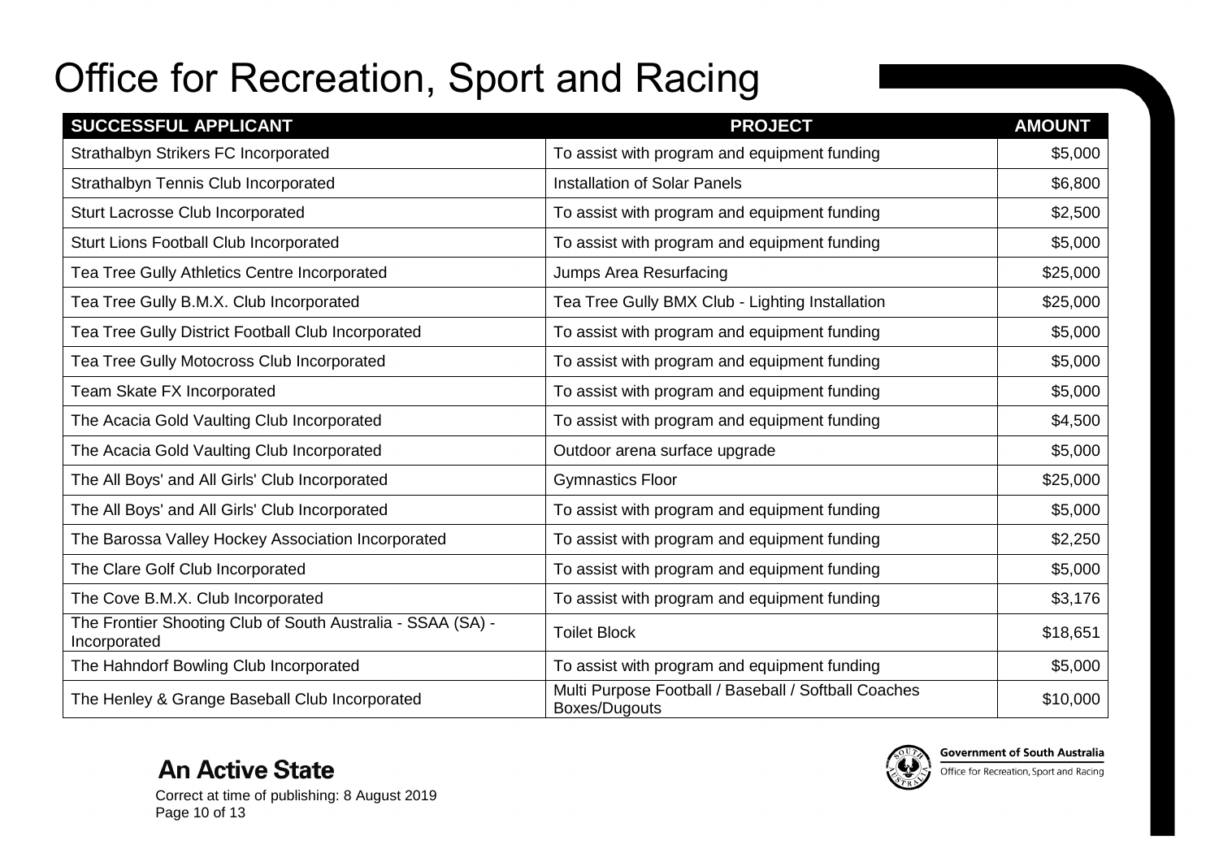# Office for Recreation, Sport and Racing

| SUCCESSFUL APPLICANT | PROJECT | AMOUNT |
|---|---|---|
| Strathalbyn Strikers FC Incorporated | To assist with program and equipment funding | $5,000 |
| Strathalbyn Tennis Club Incorporated | Installation of Solar Panels | $6,800 |
| Sturt Lacrosse Club Incorporated | To assist with program and equipment funding | $2,500 |
| Sturt Lions Football Club Incorporated | To assist with program and equipment funding | $5,000 |
| Tea Tree Gully Athletics Centre Incorporated | Jumps Area Resurfacing | $25,000 |
| Tea Tree Gully B.M.X. Club Incorporated | Tea Tree Gully BMX Club - Lighting Installation | $25,000 |
| Tea Tree Gully District Football Club Incorporated | To assist with program and equipment funding | $5,000 |
| Tea Tree Gully Motocross Club Incorporated | To assist with program and equipment funding | $5,000 |
| Team Skate FX Incorporated | To assist with program and equipment funding | $5,000 |
| The Acacia Gold Vaulting Club Incorporated | To assist with program and equipment funding | $4,500 |
| The Acacia Gold Vaulting Club Incorporated | Outdoor arena surface upgrade | $5,000 |
| The All Boys' and All Girls' Club Incorporated | Gymnastics Floor | $25,000 |
| The All Boys' and All Girls' Club Incorporated | To assist with program and equipment funding | $5,000 |
| The Barossa Valley Hockey Association Incorporated | To assist with program and equipment funding | $2,250 |
| The Clare Golf Club Incorporated | To assist with program and equipment funding | $5,000 |
| The Cove B.M.X. Club Incorporated | To assist with program and equipment funding | $3,176 |
| The Frontier Shooting Club of South Australia - SSAA (SA) - Incorporated | Toilet Block | $18,651 |
| The Hahndorf Bowling Club Incorporated | To assist with program and equipment funding | $5,000 |
| The Henley & Grange Baseball Club Incorporated | Multi Purpose Football / Baseball / Softball Coaches Boxes/Dugouts | $10,000 |

**An Active State**

Correct at time of publishing: 8 August 2019

Government of South Australia
Office for Recreation, Sport and Racing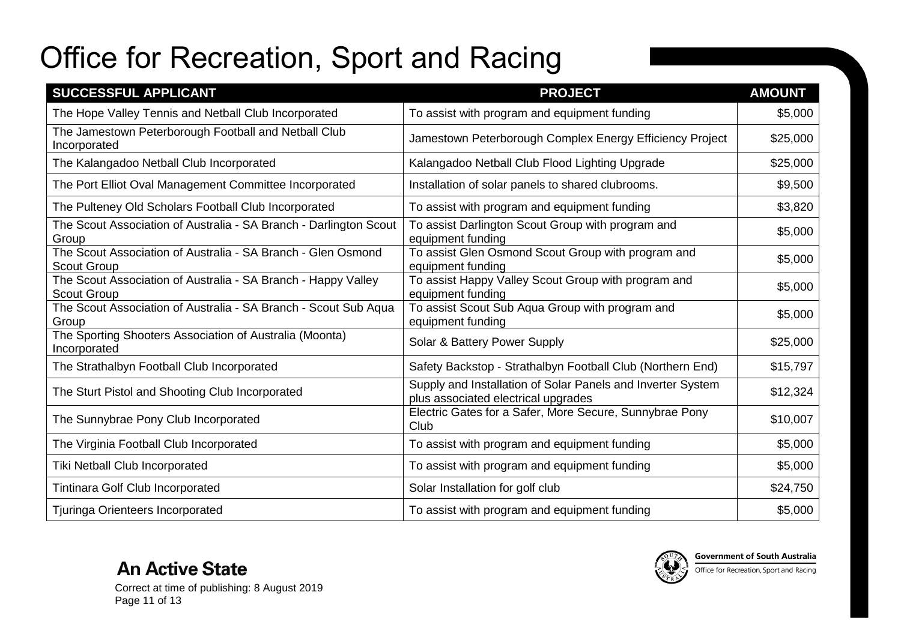# Office for Recreation, Sport and Racing

| SUCCESSFUL APPLICANT | PROJECT | AMOUNT |
|---|---|---|
| The Hope Valley Tennis and Netball Club Incorporated | To assist with program and equipment funding | $5,000 |
| The Jamestown Peterborough Football and Netball Club Incorporated | Jamestown Peterborough Complex Energy Efficiency Project | $25,000 |
| The Kalangadoo Netball Club Incorporated | Kalangadoo Netball Club Flood Lighting Upgrade | $25,000 |
| The Port Elliot Oval Management Committee Incorporated | Installation of solar panels to shared clubrooms. | $9,500 |
| The Pulteney Old Scholars Football Club Incorporated | To assist with program and equipment funding | $3,820 |
| The Scout Association of Australia - SA Branch - Darlington Scout Group | To assist Darlington Scout Group with program and equipment funding | $5,000 |
| The Scout Association of Australia - SA Branch - Glen Osmond Scout Group | To assist Glen Osmond Scout Group with program and equipment funding | $5,000 |
| The Scout Association of Australia - SA Branch - Happy Valley Scout Group | To assist Happy Valley Scout Group with program and equipment funding | $5,000 |
| The Scout Association of Australia - SA Branch - Scout Sub Aqua Group | To assist Scout Sub Aqua Group with program and equipment funding | $5,000 |
| The Sporting Shooters Association of Australia (Moonta) Incorporated | Solar & Battery Power Supply | $25,000 |
| The Strathalbyn Football Club Incorporated | Safety Backstop - Strathalbyn Football Club (Northern End) | $15,797 |
| The Sturt Pistol and Shooting Club Incorporated | Supply and Installation of Solar Panels and Inverter System plus associated electrical upgrades | $12,324 |
| The Sunnybrae Pony Club Incorporated | Electric Gates for a Safer, More Secure, Sunnybrae Pony Club | $10,007 |
| The Virginia Football Club Incorporated | To assist with program and equipment funding | $5,000 |
| Tiki Netball Club Incorporated | To assist with program and equipment funding | $5,000 |
| Tintinara Golf Club Incorporated | Solar Installation for golf club | $24,750 |
| Tjuringa Orienteers Incorporated | To assist with program and equipment funding | $5,000 |

**An Active State**

Correct at time of publishing: 8 August 2019

Government of South Australia
Office for Recreation, Sport and Racing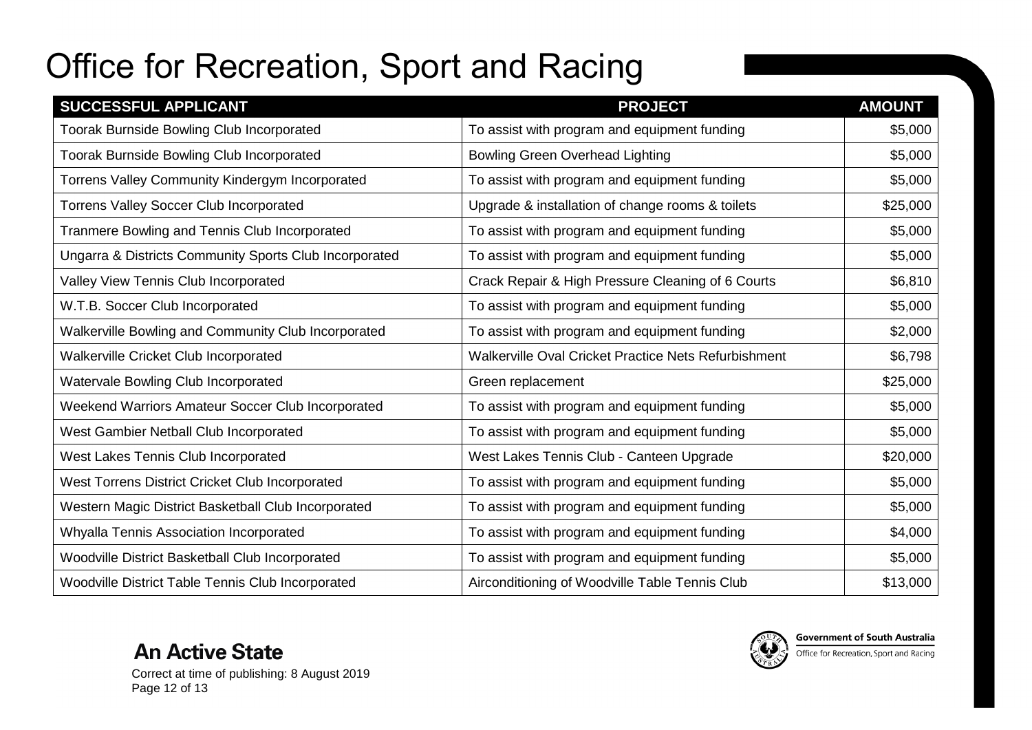# Office for Recreation, Sport and Racing

| SUCCESSFUL APPLICANT | PROJECT | AMOUNT |
|---|---|---|
| Toorak Burnside Bowling Club Incorporated | To assist with program and equipment funding | $5,000 |
| Toorak Burnside Bowling Club Incorporated | Bowling Green Overhead Lighting | $5,000 |
| Torrens Valley Community Kindergym Incorporated | To assist with program and equipment funding | $5,000 |
| Torrens Valley Soccer Club Incorporated | Upgrade & installation of change rooms & toilets | $25,000 |
| Tranmere Bowling and Tennis Club Incorporated | To assist with program and equipment funding | $5,000 |
| Ungarra & Districts Community Sports Club Incorporated | To assist with program and equipment funding | $5,000 |
| Valley View Tennis Club Incorporated | Crack Repair & High Pressure Cleaning of 6 Courts | $6,810 |
| W.T.B. Soccer Club Incorporated | To assist with program and equipment funding | $5,000 |
| Walkerville Bowling and Community Club Incorporated | To assist with program and equipment funding | $2,000 |
| Walkerville Cricket Club Incorporated | Walkerville Oval Cricket Practice Nets Refurbishment | $6,798 |
| Watervale Bowling Club Incorporated | Green replacement | $25,000 |
| Weekend Warriors Amateur Soccer Club Incorporated | To assist with program and equipment funding | $5,000 |
| West Gambier Netball Club Incorporated | To assist with program and equipment funding | $5,000 |
| West Lakes Tennis Club Incorporated | West Lakes Tennis Club - Canteen Upgrade | $20,000 |
| West Torrens District Cricket Club Incorporated | To assist with program and equipment funding | $5,000 |
| Western Magic District Basketball Club Incorporated | To assist with program and equipment funding | $5,000 |
| Whyalla Tennis Association Incorporated | To assist with program and equipment funding | $4,000 |
| Woodville District Basketball Club Incorporated | To assist with program and equipment funding | $5,000 |
| Woodville District Table Tennis Club Incorporated | Airconditioning of Woodville Table Tennis Club | $13,000 |

**An Active State**

Correct at time of publishing: 8 August 2019

Government of South Australia
Office for Recreation, Sport and Racing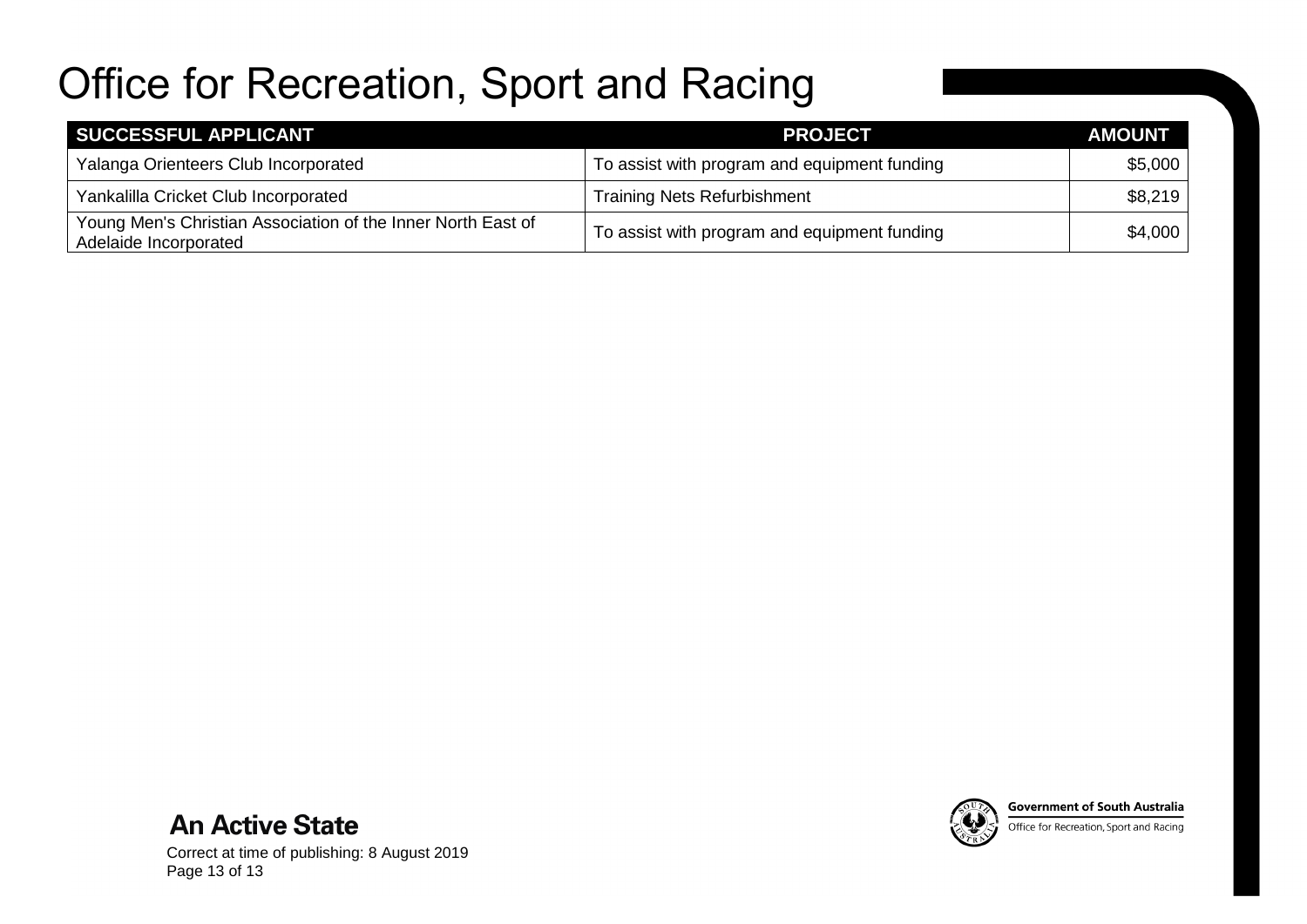# Office for Recreation, Sport and Racing

| SUCCESSFUL APPLICANT | PROJECT | AMOUNT |
|---|---|---|
| Yalanga Orienteers Club Incorporated | To assist with program and equipment funding | $5,000 |
| Yankalilla Cricket Club Incorporated | Training Nets Refurbishment | $8,219 |
| Young Men's Christian Association of the Inner North East of Adelaide Incorporated | To assist with program and equipment funding | $4,000 |

**An Active State**

Correct at time of publishing: 8 August 2019

Government of South Australia

Office for Recreation, Sport and Racing